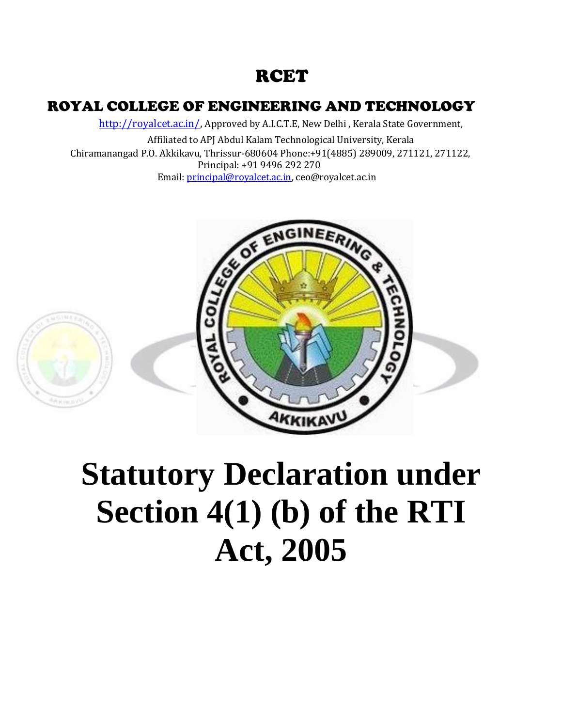# RCET

## ROYAL COLLEGE OF ENGINEERING AND TECHNOLOGY

http://royalcet.ac.in/, Approved by A.I.C.T.E, New Delhi , Kerala State Government,

Affiliated to APJ Abdul Kalam Technological University, Kerala

Chiramanangad P.O. Akkikavu, Thrissur-680604 Phone:+91(4885) 289009, 271121, 271122,

Principal: +91 9496 292 270

Email: principal@royalcet.ac.in, ceo@royalcet.ac.in

# Statutory Declaration under Section 4(1) (b) of the RTI Act, 2005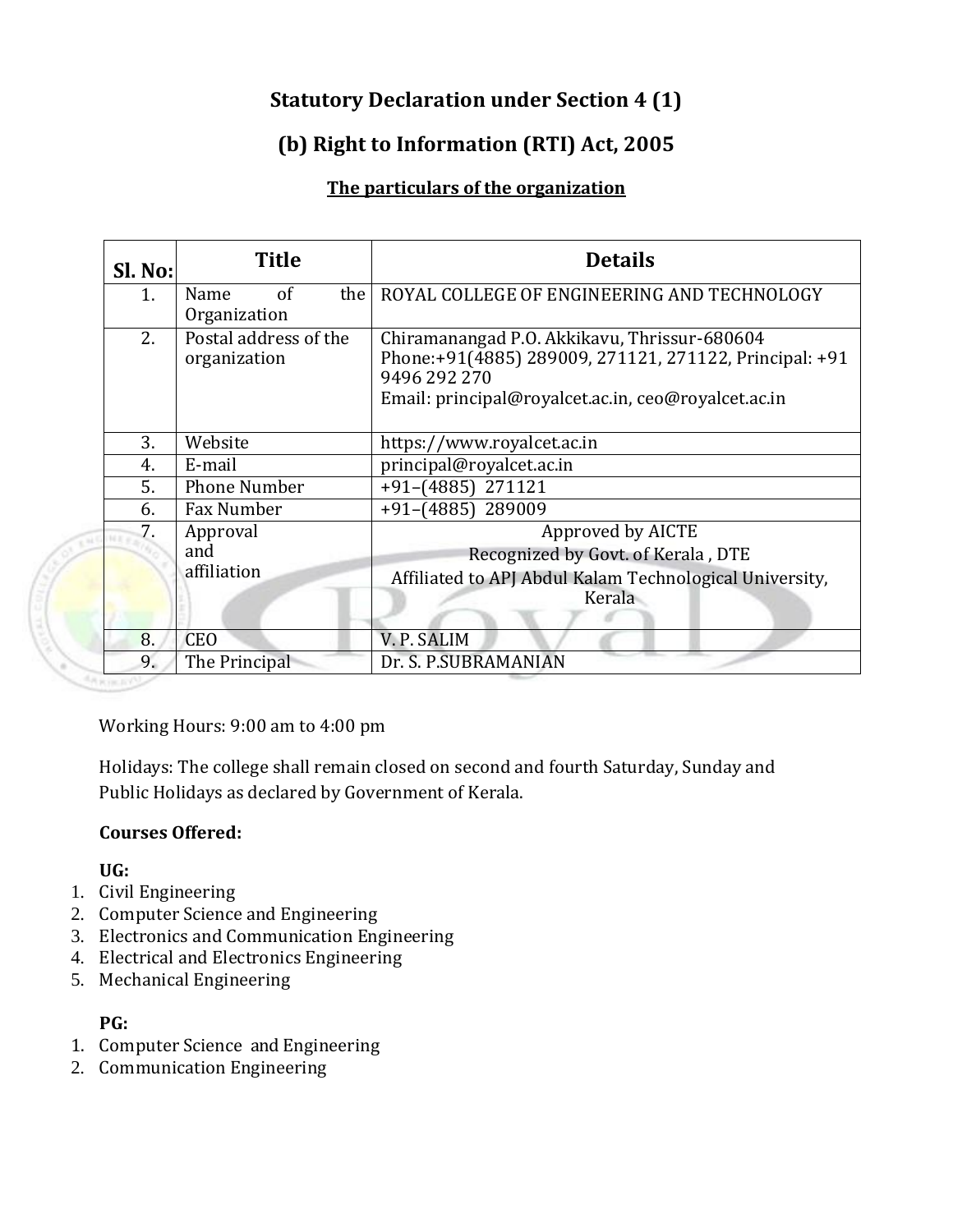# Statutory Declaration under Section 4 (1)

# (b) Right to Information (RTI) Act, 2005

## The particulars of the organization

| Sl. No: | Title | Details |
|---|---|---|
| 1. | Name of the Organization | ROYAL COLLEGE OF ENGINEERING AND TECHNOLOGY |
| 2. | Postal address of the organization | Chiramanangad P.O. Akkikavu, Thrissur-680604<br>Phone:+91(4885) 289009, 271121, 271122, Principal: +91 9496 292 270<br>Email: principal@royalcet.ac.in, ceo@royalcet.ac.in |
| 3. | Website | https://www.royalcet.ac.in |
| 4. | E-mail | principal@royalcet.ac.in |
| 5. | Phone Number | +91–(4885) 271121 |
| 6. | Fax Number | +91–(4885) 289009 |
| 7. | Approval and affiliation | Approved by AICTE<br>Recognized by Govt. of Kerala , DTE<br>Affiliated to APJ Abdul Kalam Technological University, Kerala |
| 8. | CEO | V. P. SALIM |
| 9. | The Principal | Dr. S. P.SUBRAMANIAN |

Working Hours: 9:00 am to 4:00 pm

Holidays: The college shall remain closed on second and fourth Saturday, Sunday and Public Holidays as declared by Government of Kerala.

**Courses Offered:**

**UG:**

1. Civil Engineering
2. Computer Science and Engineering
3. Electronics and Communication Engineering
4. Electrical and Electronics Engineering
5. Mechanical Engineering

**PG:**

1. Computer Science and Engineering
2. Communication Engineering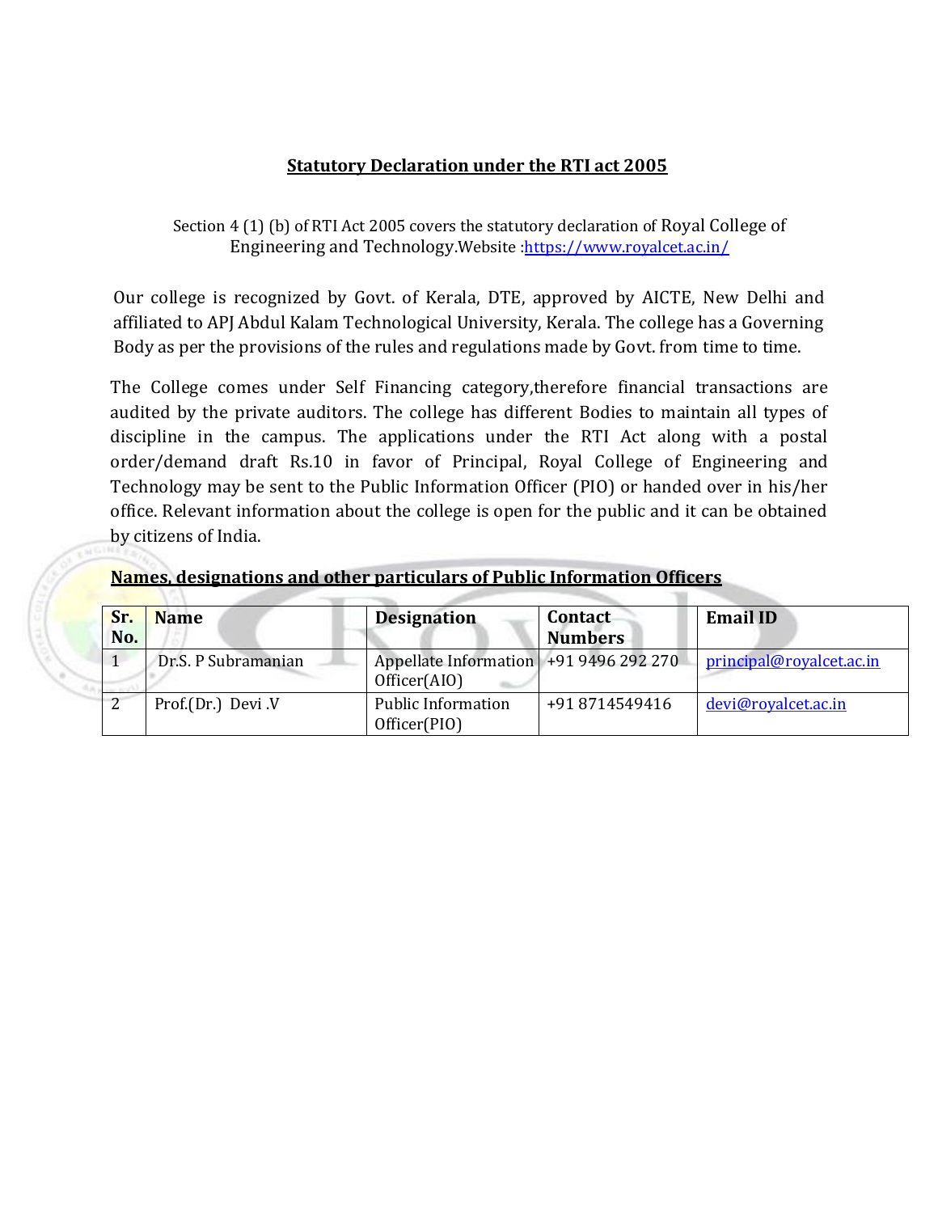## Statutory Declaration under the RTI act 2005

Section 4 (1) (b) of RTI Act 2005 covers the statutory declaration of Royal College of Engineering and Technology.Website :https://www.royalcet.ac.in/

Our college is recognized by Govt. of Kerala, DTE, approved by AICTE, New Delhi and affiliated to APJ Abdul Kalam Technological University, Kerala. The college has a Governing Body as per the provisions of the rules and regulations made by Govt. from time to time.

The College comes under Self Financing category,therefore financial transactions are audited by the private auditors. The college has different Bodies to maintain all types of discipline in the campus. The applications under the RTI Act along with a postal order/demand draft Rs.10 in favor of Principal, Royal College of Engineering and Technology may be sent to the Public Information Officer (PIO) or handed over in his/her office. Relevant information about the college is open for the public and it can be obtained by citizens of India.

### Names, designations and other particulars of Public Information Officers

| Sr. No. | Name | Designation | Contact Numbers | Email ID |
|---|---|---|---|---|
| 1 | Dr.S. P Subramanian | Appellate Information Officer(AIO) | +91 9496 292 270 | principal@royalcet.ac.in |
| 2 | Prof.(Dr.) Devi .V | Public Information Officer(PIO) | +91 8714549416 | devi@royalcet.ac.in |